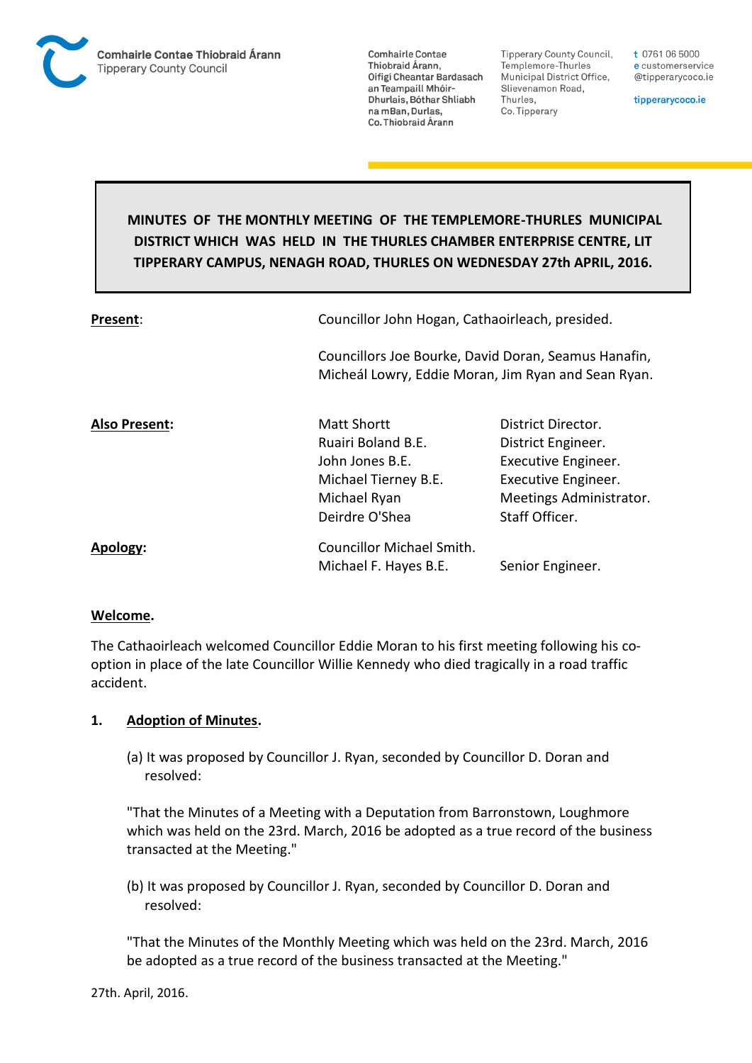Comhairle Contae Thiobraid Árann
Tipperary County Council

Comhairle Contae Thiobraid Árann, Oifigí Cheantar Bardasach an Teampaill Mhóir-Dhurlais, Bóthar Shliabh na mBan, Durlas, Co. Thiobraid Árann

Tipperary County Council, Templemore-Thurles Municipal District Office, Slievenamon Road, Thurles, Co. Tipperary

t 0761 06 5000
e customerservice@tipperarycoco.ie

tipperarycoco.ie

**MINUTES OF THE MONTHLY MEETING OF THE TEMPLEMORE-THURLES MUNICIPAL DISTRICT WHICH WAS HELD IN THE THURLES CHAMBER ENTERPRISE CENTRE, LIT TIPPERARY CAMPUS, NENAGH ROAD, THURLES ON WEDNESDAY 27th APRIL, 2016.**

| | | |
|---|---|---|
| **Present**: | Councillor John Hogan, Cathaoirleach, presided. | |
| | Councillors Joe Bourke, David Doran, Seamus Hanafin, Micheál Lowry, Eddie Moran, Jim Ryan and Sean Ryan. | |
| **Also Present**: | Matt Shortt | District Director. |
| | Ruairi Boland B.E. | District Engineer. |
| | John Jones B.E. | Executive Engineer. |
| | Michael Tierney B.E. | Executive Engineer. |
| | Michael Ryan | Meetings Administrator. |
| | Deirdre O'Shea | Staff Officer. |
| **Apology**: | Councillor Michael Smith. | |
| | Michael F. Hayes B.E. | Senior Engineer. |

**Welcome.**

The Cathaoirleach welcomed Councillor Eddie Moran to his first meeting following his co-option in place of the late Councillor Willie Kennedy who died tragically in a road traffic accident.

**1. Adoption of Minutes.**

(a) It was proposed by Councillor J. Ryan, seconded by Councillor D. Doran and resolved:

"That the Minutes of a Meeting with a Deputation from Barronstown, Loughmore which was held on the 23rd. March, 2016 be adopted as a true record of the business transacted at the Meeting."

(b) It was proposed by Councillor J. Ryan, seconded by Councillor D. Doran and resolved:

"That the Minutes of the Monthly Meeting which was held on the 23rd. March, 2016 be adopted as a true record of the business transacted at the Meeting."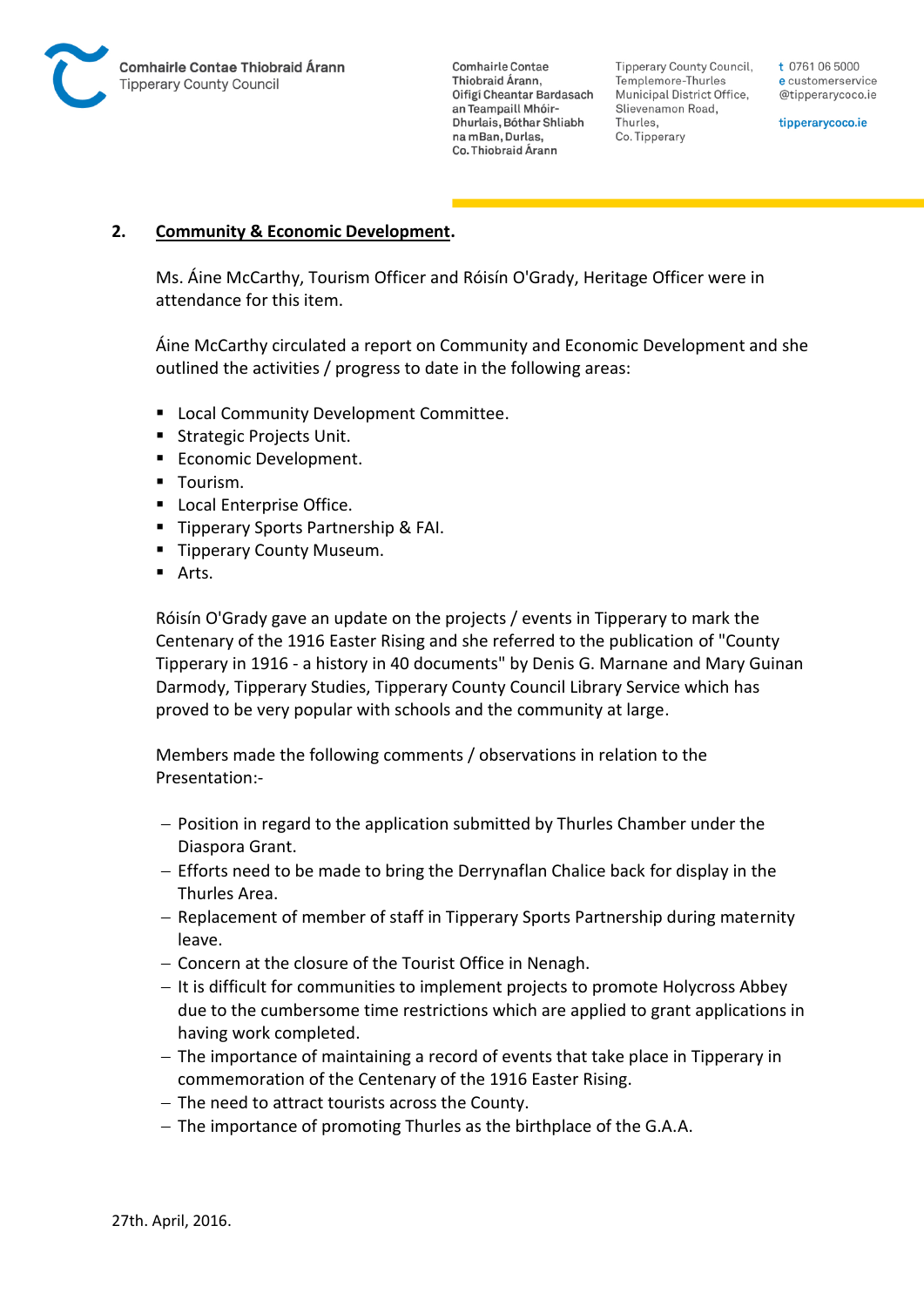## 2. **Community & Economic Development**.

Ms. Áine McCarthy, Tourism Officer and Róisín O'Grady, Heritage Officer were in attendance for this item.

Áine McCarthy circulated a report on Community and Economic Development and she outlined the activities / progress to date in the following areas:

- Local Community Development Committee.
- Strategic Projects Unit.
- Economic Development.
- Tourism.
- Local Enterprise Office.
- Tipperary Sports Partnership & FAI.
- Tipperary County Museum.
- Arts.

Róisín O'Grady gave an update on the projects / events in Tipperary to mark the Centenary of the 1916 Easter Rising and she referred to the publication of "County Tipperary in 1916 - a history in 40 documents" by Denis G. Marnane and Mary Guinan Darmody, Tipperary Studies, Tipperary County Council Library Service which has proved to be very popular with schools and the community at large.

Members made the following comments / observations in relation to the Presentation:-

- Position in regard to the application submitted by Thurles Chamber under the Diaspora Grant.
- Efforts need to be made to bring the Derrynaflan Chalice back for display in the Thurles Area.
- Replacement of member of staff in Tipperary Sports Partnership during maternity leave.
- Concern at the closure of the Tourist Office in Nenagh.
- It is difficult for communities to implement projects to promote Holycross Abbey due to the cumbersome time restrictions which are applied to grant applications in having work completed.
- The importance of maintaining a record of events that take place in Tipperary in commemoration of the Centenary of the 1916 Easter Rising.
- The need to attract tourists across the County.
- The importance of promoting Thurles as the birthplace of the G.A.A.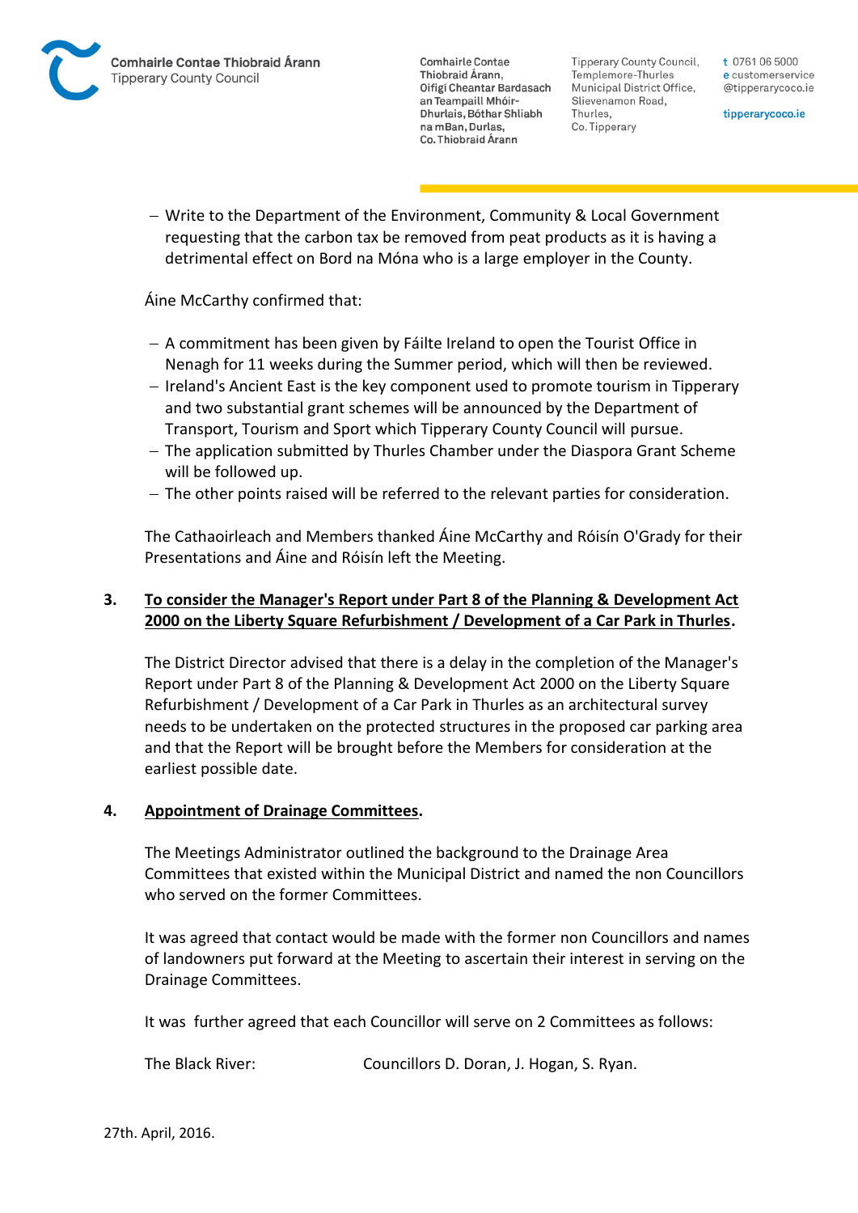- Write to the Department of the Environment, Community & Local Government requesting that the carbon tax be removed from peat products as it is having a detrimental effect on Bord na Móna who is a large employer in the County.

Áine McCarthy confirmed that:

- A commitment has been given by Fáilte Ireland to open the Tourist Office in Nenagh for 11 weeks during the Summer period, which will then be reviewed.
- Ireland's Ancient East is the key component used to promote tourism in Tipperary and two substantial grant schemes will be announced by the Department of Transport, Tourism and Sport which Tipperary County Council will pursue.
- The application submitted by Thurles Chamber under the Diaspora Grant Scheme will be followed up.
- The other points raised will be referred to the relevant parties for consideration.

The Cathaoirleach and Members thanked Áine McCarthy and Róisín O'Grady for their Presentations and Áine and Róisín left the Meeting.

**3. <u>To consider the Manager's Report under Part 8 of the Planning & Development Act 2000 on the Liberty Square Refurbishment / Development of a Car Park in Thurles</u>.**

The District Director advised that there is a delay in the completion of the Manager's Report under Part 8 of the Planning & Development Act 2000 on the Liberty Square Refurbishment / Development of a Car Park in Thurles as an architectural survey needs to be undertaken on the protected structures in the proposed car parking area and that the Report will be brought before the Members for consideration at the earliest possible date.

**4. <u>Appointment of Drainage Committees</u>.**

The Meetings Administrator outlined the background to the Drainage Area Committees that existed within the Municipal District and named the non Councillors who served on the former Committees.

It was agreed that contact would be made with the former non Councillors and names of landowners put forward at the Meeting to ascertain their interest in serving on the Drainage Committees.

It was further agreed that each Councillor will serve on 2 Committees as follows:

The Black River: Councillors D. Doran, J. Hogan, S. Ryan.

27th. April, 2016.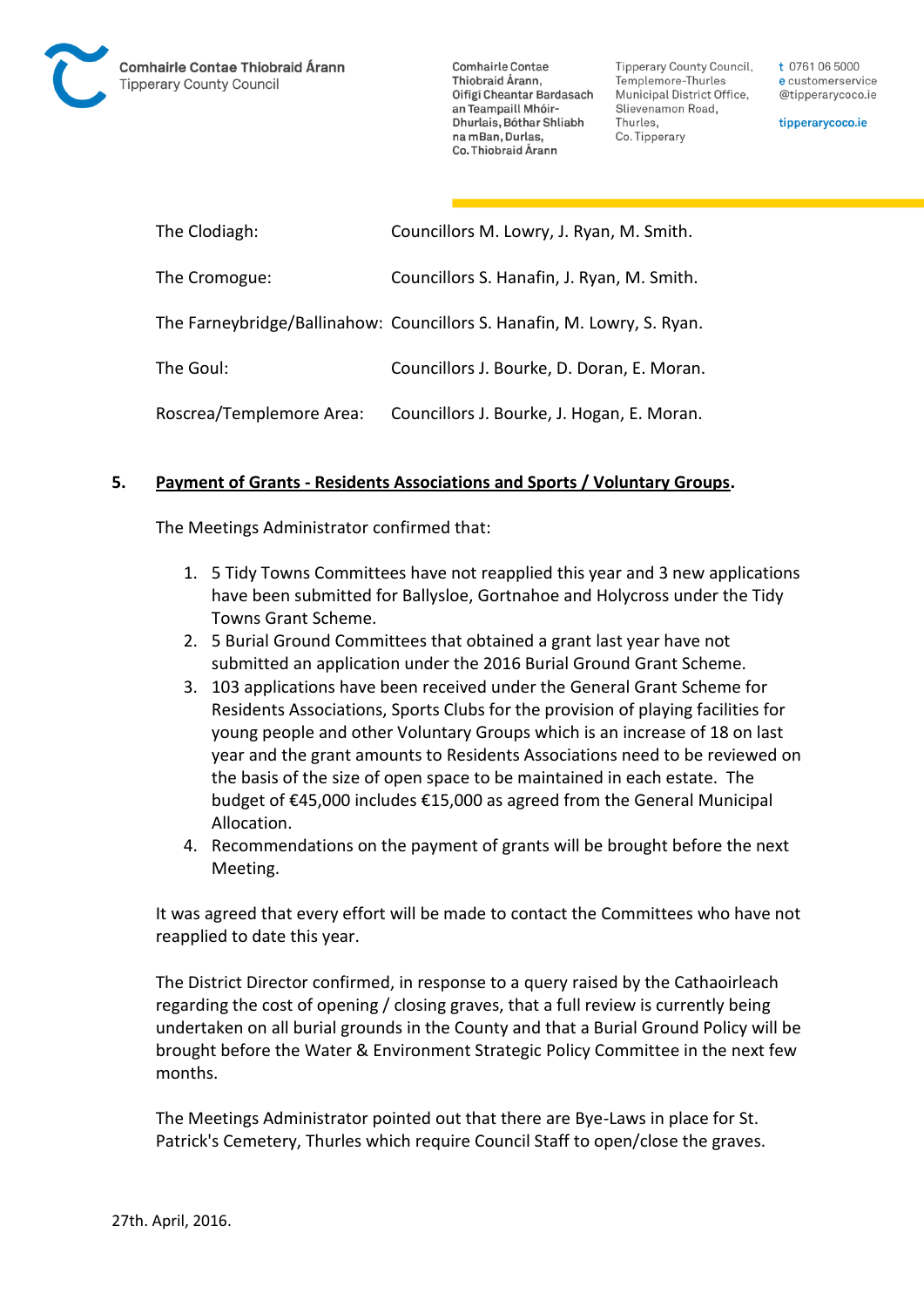| | |
|---|---|
| The Clodiagh: | Councillors M. Lowry, J. Ryan, M. Smith. |
| The Cromogue: | Councillors S. Hanafin, J. Ryan, M. Smith. |
| The Farneybridge/Ballinahow: | Councillors S. Hanafin, M. Lowry, S. Ryan. |
| The Goul: | Councillors J. Bourke, D. Doran, E. Moran. |
| Roscrea/Templemore Area: | Councillors J. Bourke, J. Hogan, E. Moran. |

**5. Payment of Grants - Residents Associations and Sports / Voluntary Groups.**

The Meetings Administrator confirmed that:

1. 5 Tidy Towns Committees have not reapplied this year and 3 new applications have been submitted for Ballysloe, Gortnahoe and Holycross under the Tidy Towns Grant Scheme.
2. 5 Burial Ground Committees that obtained a grant last year have not submitted an application under the 2016 Burial Ground Grant Scheme.
3. 103 applications have been received under the General Grant Scheme for Residents Associations, Sports Clubs for the provision of playing facilities for young people and other Voluntary Groups which is an increase of 18 on last year and the grant amounts to Residents Associations need to be reviewed on the basis of the size of open space to be maintained in each estate. The budget of €45,000 includes €15,000 as agreed from the General Municipal Allocation.
4. Recommendations on the payment of grants will be brought before the next Meeting.

It was agreed that every effort will be made to contact the Committees who have not reapplied to date this year.

The District Director confirmed, in response to a query raised by the Cathaoirleach regarding the cost of opening / closing graves, that a full review is currently being undertaken on all burial grounds in the County and that a Burial Ground Policy will be brought before the Water & Environment Strategic Policy Committee in the next few months.

The Meetings Administrator pointed out that there are Bye-Laws in place for St. Patrick's Cemetery, Thurles which require Council Staff to open/close the graves.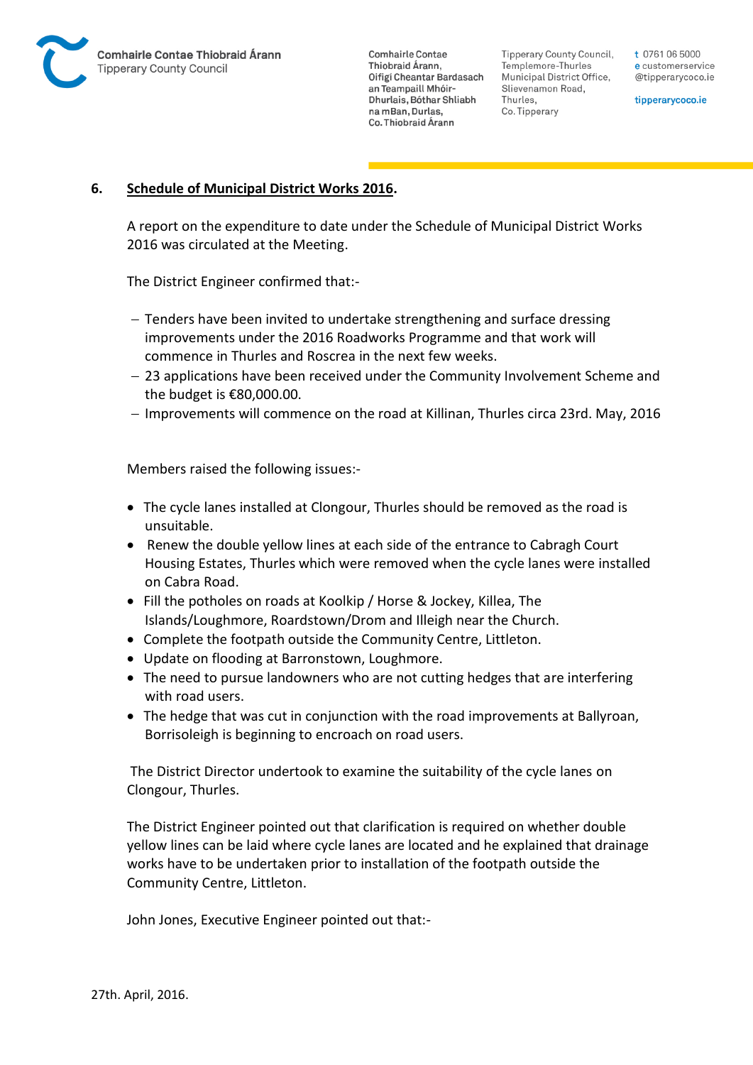## 6. Schedule of Municipal District Works 2016.

A report on the expenditure to date under the Schedule of Municipal District Works 2016 was circulated at the Meeting.

The District Engineer confirmed that:-

- Tenders have been invited to undertake strengthening and surface dressing improvements under the 2016 Roadworks Programme and that work will commence in Thurles and Roscrea in the next few weeks.
- 23 applications have been received under the Community Involvement Scheme and the budget is €80,000.00.
- Improvements will commence on the road at Killinan, Thurles circa 23rd. May, 2016

Members raised the following issues:-

- The cycle lanes installed at Clongour, Thurles should be removed as the road is unsuitable.
- Renew the double yellow lines at each side of the entrance to Cabragh Court Housing Estates, Thurles which were removed when the cycle lanes were installed on Cabra Road.
- Fill the potholes on roads at Koolkip / Horse & Jockey, Killea, The Islands/Loughmore, Roardstown/Drom and Illeigh near the Church.
- Complete the footpath outside the Community Centre, Littleton.
- Update on flooding at Barronstown, Loughmore.
- The need to pursue landowners who are not cutting hedges that are interfering with road users.
- The hedge that was cut in conjunction with the road improvements at Ballyroan, Borrisoleigh is beginning to encroach on road users.

The District Director undertook to examine the suitability of the cycle lanes on Clongour, Thurles.

The District Engineer pointed out that clarification is required on whether double yellow lines can be laid where cycle lanes are located and he explained that drainage works have to be undertaken prior to installation of the footpath outside the Community Centre, Littleton.

John Jones, Executive Engineer pointed out that:-

27th. April, 2016.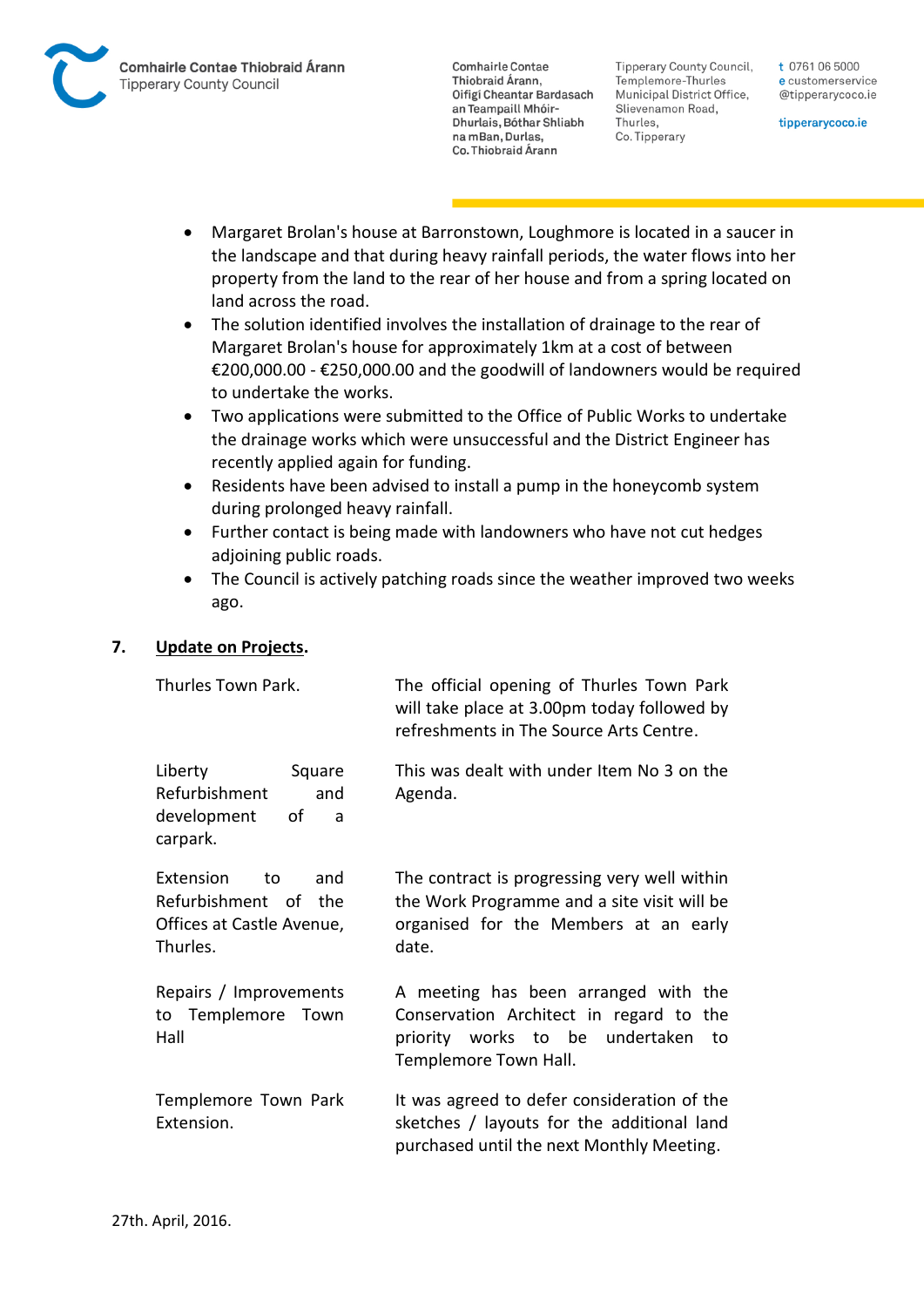- Margaret Brolan's house at Barronstown, Loughmore is located in a saucer in the landscape and that during heavy rainfall periods, the water flows into her property from the land to the rear of her house and from a spring located on land across the road.
- The solution identified involves the installation of drainage to the rear of Margaret Brolan's house for approximately 1km at a cost of between €200,000.00 - €250,000.00 and the goodwill of landowners would be required to undertake the works.
- Two applications were submitted to the Office of Public Works to undertake the drainage works which were unsuccessful and the District Engineer has recently applied again for funding.
- Residents have been advised to install a pump in the honeycomb system during prolonged heavy rainfall.
- Further contact is being made with landowners who have not cut hedges adjoining public roads.
- The Council is actively patching roads since the weather improved two weeks ago.

**7. Update on Projects.**

| | |
|---|---|
| Thurles Town Park. | The official opening of Thurles Town Park will take place at 3.00pm today followed by refreshments in The Source Arts Centre. |
| Liberty Square Refurbishment and development of a carpark. | This was dealt with under Item No 3 on the Agenda. |
| Extension to and Refurbishment of the Offices at Castle Avenue, Thurles. | The contract is progressing very well within the Work Programme and a site visit will be organised for the Members at an early date. |
| Repairs / Improvements to Templemore Town Hall | A meeting has been arranged with the Conservation Architect in regard to the priority works to be undertaken to Templemore Town Hall. |
| Templemore Town Park Extension. | It was agreed to defer consideration of the sketches / layouts for the additional land purchased until the next Monthly Meeting. |

27th. April, 2016.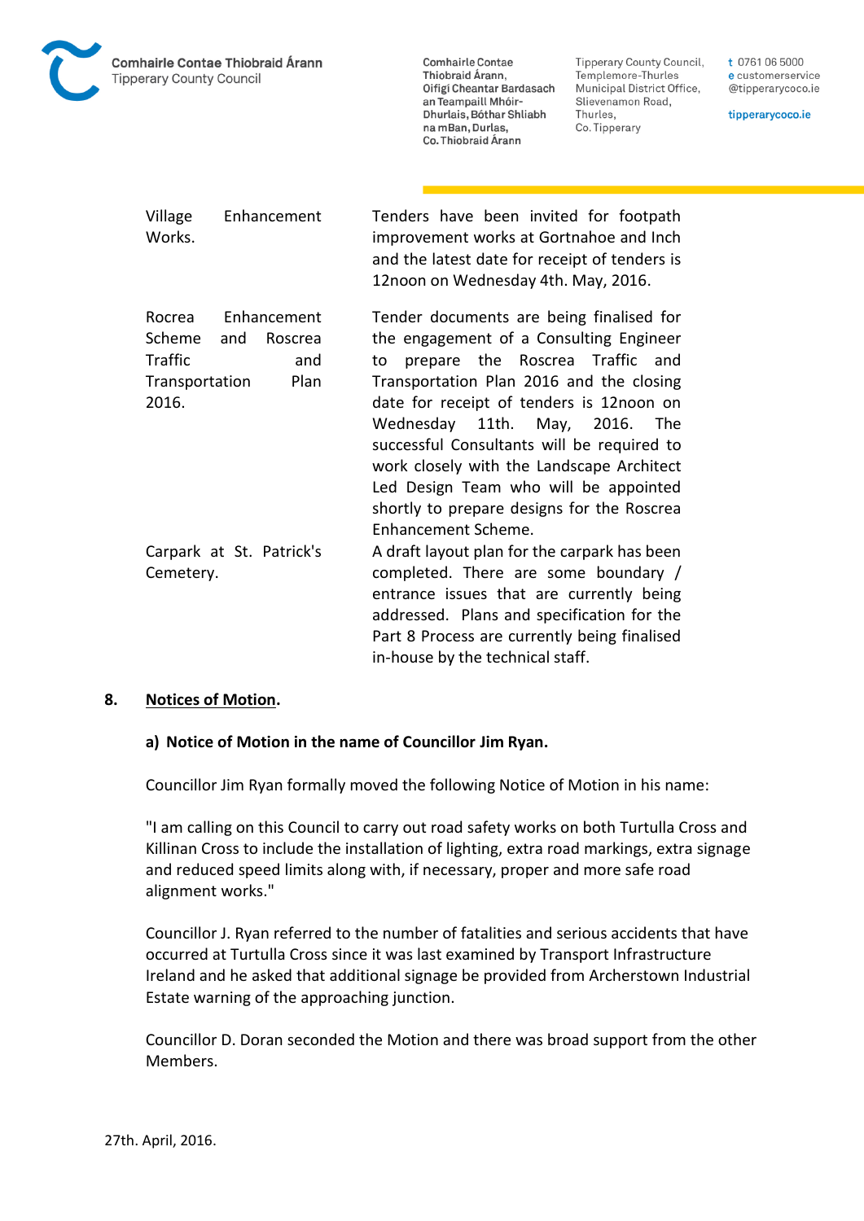| | |
|---|---|
| Village Enhancement Works. | Tenders have been invited for footpath improvement works at Gortnahoe and Inch and the latest date for receipt of tenders is 12noon on Wednesday 4th. May, 2016. |
| Rocrea Enhancement Scheme and Roscrea Traffic and Transportation Plan 2016. | Tender documents are being finalised for the engagement of a Consulting Engineer to prepare the Roscrea Traffic and Transportation Plan 2016 and the closing date for receipt of tenders is 12noon on Wednesday 11th. May, 2016. The successful Consultants will be required to work closely with the Landscape Architect Led Design Team who will be appointed shortly to prepare designs for the Roscrea Enhancement Scheme. |
| Carpark at St. Patrick's Cemetery. | A draft layout plan for the carpark has been completed. There are some boundary / entrance issues that are currently being addressed. Plans and specification for the Part 8 Process are currently being finalised in-house by the technical staff. |

**8. <u>Notices of Motion</u>.**

**a) Notice of Motion in the name of Councillor Jim Ryan.**

Councillor Jim Ryan formally moved the following Notice of Motion in his name:

"I am calling on this Council to carry out road safety works on both Turtulla Cross and Killinan Cross to include the installation of lighting, extra road markings, extra signage and reduced speed limits along with, if necessary, proper and more safe road alignment works."

Councillor J. Ryan referred to the number of fatalities and serious accidents that have occurred at Turtulla Cross since it was last examined by Transport Infrastructure Ireland and he asked that additional signage be provided from Archerstown Industrial Estate warning of the approaching junction.

Councillor D. Doran seconded the Motion and there was broad support from the other Members.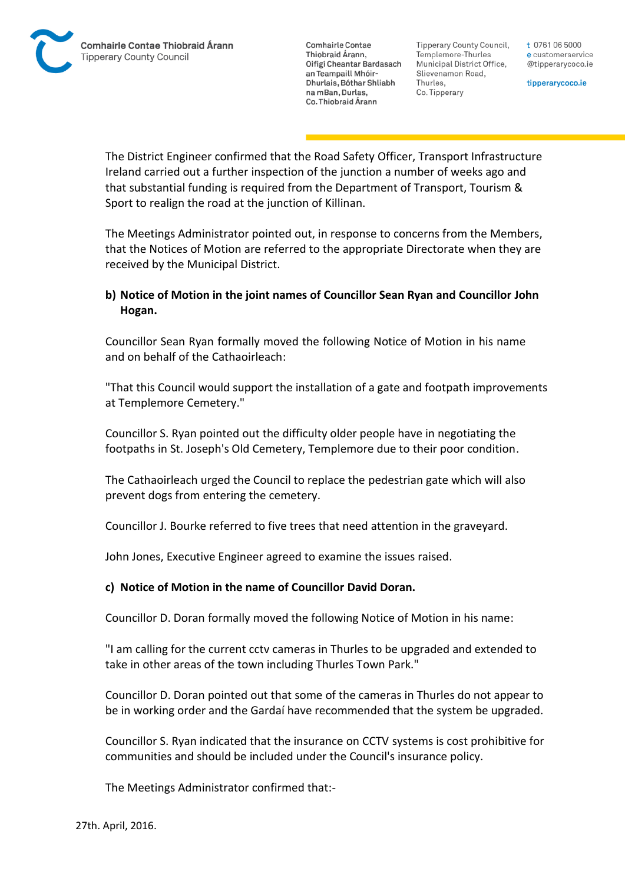The District Engineer confirmed that the Road Safety Officer, Transport Infrastructure Ireland carried out a further inspection of the junction a number of weeks ago and that substantial funding is required from the Department of Transport, Tourism & Sport to realign the road at the junction of Killinan.

The Meetings Administrator pointed out, in response to concerns from the Members, that the Notices of Motion are referred to the appropriate Directorate when they are received by the Municipal District.

**b) Notice of Motion in the joint names of Councillor Sean Ryan and Councillor John Hogan.**

Councillor Sean Ryan formally moved the following Notice of Motion in his name and on behalf of the Cathaoirleach:

"That this Council would support the installation of a gate and footpath improvements at Templemore Cemetery."

Councillor S. Ryan pointed out the difficulty older people have in negotiating the footpaths in St. Joseph's Old Cemetery, Templemore due to their poor condition.

The Cathaoirleach urged the Council to replace the pedestrian gate which will also prevent dogs from entering the cemetery.

Councillor J. Bourke referred to five trees that need attention in the graveyard.

John Jones, Executive Engineer agreed to examine the issues raised.

**c) Notice of Motion in the name of Councillor David Doran.**

Councillor D. Doran formally moved the following Notice of Motion in his name:

"I am calling for the current cctv cameras in Thurles to be upgraded and extended to take in other areas of the town including Thurles Town Park."

Councillor D. Doran pointed out that some of the cameras in Thurles do not appear to be in working order and the Gardaí have recommended that the system be upgraded.

Councillor S. Ryan indicated that the insurance on CCTV systems is cost prohibitive for communities and should be included under the Council's insurance policy.

The Meetings Administrator confirmed that:-

27th. April, 2016.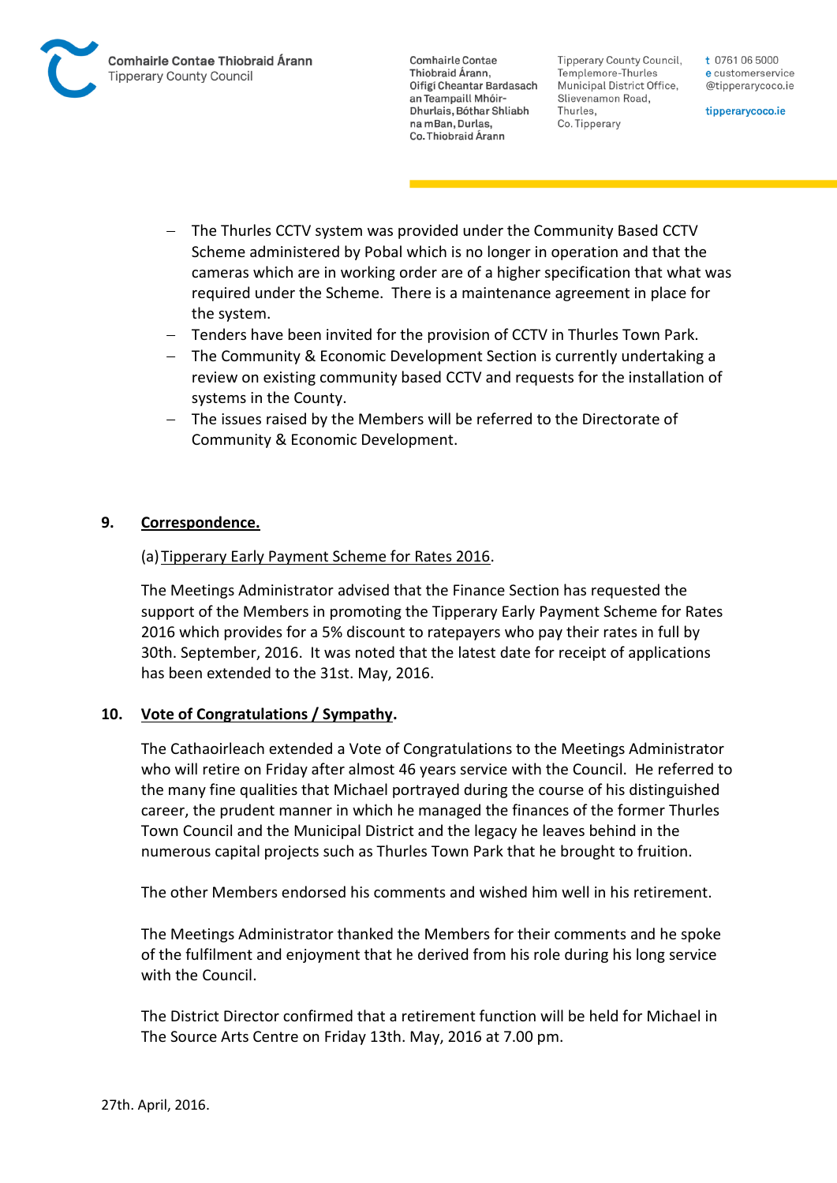- The Thurles CCTV system was provided under the Community Based CCTV Scheme administered by Pobal which is no longer in operation and that the cameras which are in working order are of a higher specification that what was required under the Scheme. There is a maintenance agreement in place for the system.
- Tenders have been invited for the provision of CCTV in Thurles Town Park.
- The Community & Economic Development Section is currently undertaking a review on existing community based CCTV and requests for the installation of systems in the County.
- The issues raised by the Members will be referred to the Directorate of Community & Economic Development.

**9. Correspondence.**

(a) Tipperary Early Payment Scheme for Rates 2016.

The Meetings Administrator advised that the Finance Section has requested the support of the Members in promoting the Tipperary Early Payment Scheme for Rates 2016 which provides for a 5% discount to ratepayers who pay their rates in full by 30th. September, 2016. It was noted that the latest date for receipt of applications has been extended to the 31st. May, 2016.

**10. Vote of Congratulations / Sympathy.**

The Cathaoirleach extended a Vote of Congratulations to the Meetings Administrator who will retire on Friday after almost 46 years service with the Council. He referred to the many fine qualities that Michael portrayed during the course of his distinguished career, the prudent manner in which he managed the finances of the former Thurles Town Council and the Municipal District and the legacy he leaves behind in the numerous capital projects such as Thurles Town Park that he brought to fruition.

The other Members endorsed his comments and wished him well in his retirement.

The Meetings Administrator thanked the Members for their comments and he spoke of the fulfilment and enjoyment that he derived from his role during his long service with the Council.

The District Director confirmed that a retirement function will be held for Michael in The Source Arts Centre on Friday 13th. May, 2016 at 7.00 pm.

27th. April, 2016.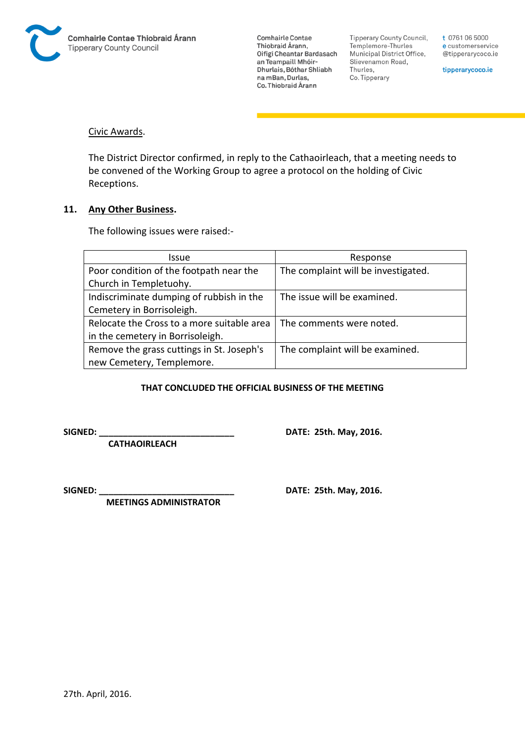Civic Awards.

The District Director confirmed, in reply to the Cathaoirleach, that a meeting needs to be convened of the Working Group to agree a protocol on the holding of Civic Receptions.

**11. Any Other Business.**

The following issues were raised:-

| Issue | Response |
|---|---|
| Poor condition of the footpath near the Church in Templetuohy. | The complaint will be investigated. |
| Indiscriminate dumping of rubbish in the Cemetery in Borrisoleigh. | The issue will be examined. |
| Relocate the Cross to a more suitable area in the cemetery in Borrisoleigh. | The comments were noted. |
| Remove the grass cuttings in St. Joseph's new Cemetery, Templemore. | The complaint will be examined. |

**THAT CONCLUDED THE OFFICIAL BUSINESS OF THE MEETING**

**SIGNED: ____________________________** **DATE: 25th. May, 2016.**
**CATHAOIRLEACH**

**SIGNED: ____________________________** **DATE: 25th. May, 2016.**
**MEETINGS ADMINISTRATOR**

27th. April, 2016.